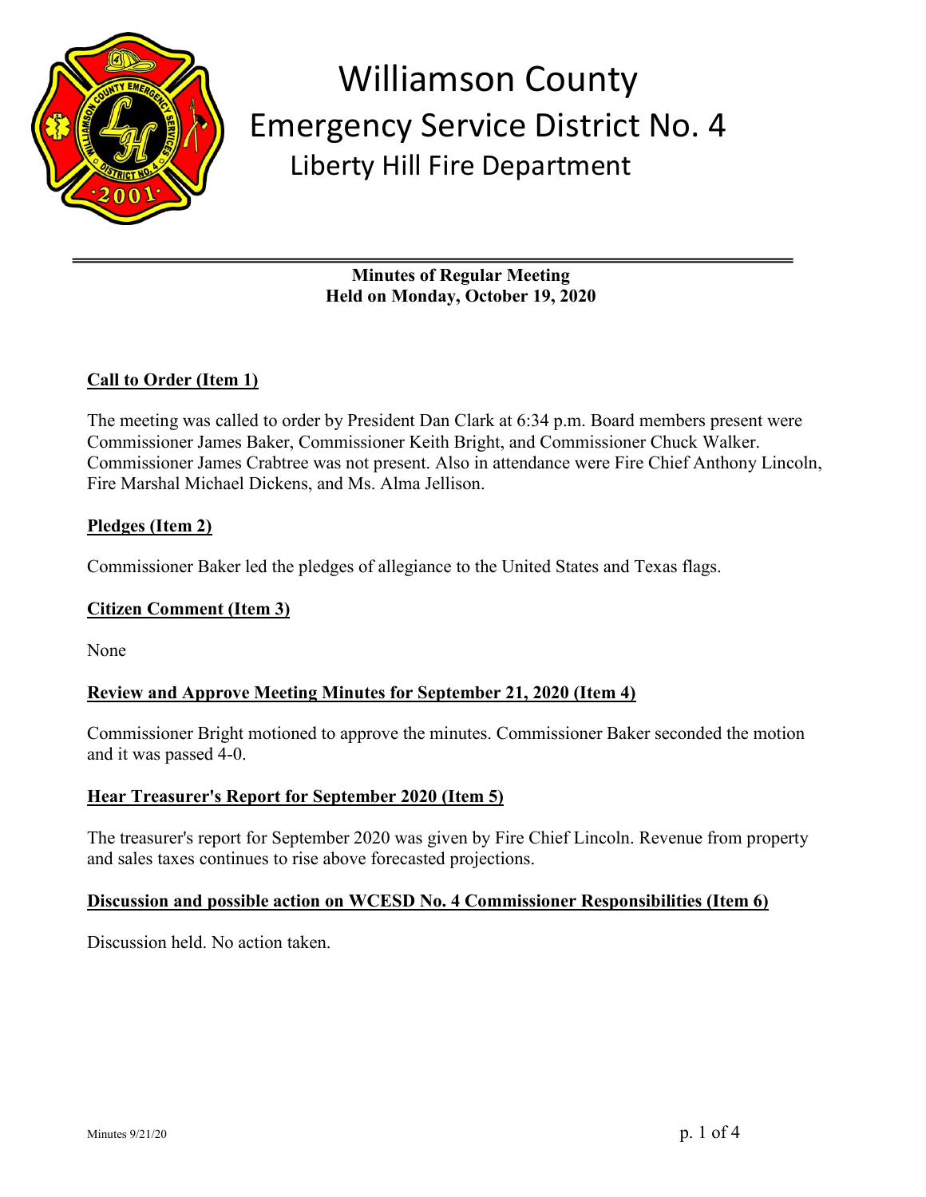# Williamson County
## Emergency Service District No. 4
### Liberty Hill Fire Department

**Minutes of Regular Meeting**
**Held on Monday, October 19, 2020**

**Call to Order (Item 1)**

The meeting was called to order by President Dan Clark at 6:34 p.m. Board members present were Commissioner James Baker, Commissioner Keith Bright, and Commissioner Chuck Walker. Commissioner James Crabtree was not present. Also in attendance were Fire Chief Anthony Lincoln, Fire Marshal Michael Dickens, and Ms. Alma Jellison.

**Pledges (Item 2)**

Commissioner Baker led the pledges of allegiance to the United States and Texas flags.

**Citizen Comment (Item 3)**

None

**Review and Approve Meeting Minutes for September 21, 2020 (Item 4)**

Commissioner Bright motioned to approve the minutes. Commissioner Baker seconded the motion and it was passed 4-0.

**Hear Treasurer's Report for September 2020 (Item 5)**

The treasurer's report for September 2020 was given by Fire Chief Lincoln. Revenue from property and sales taxes continues to rise above forecasted projections.

**Discussion and possible action on WCESD No. 4 Commissioner Responsibilities (Item 6)**

Discussion held. No action taken.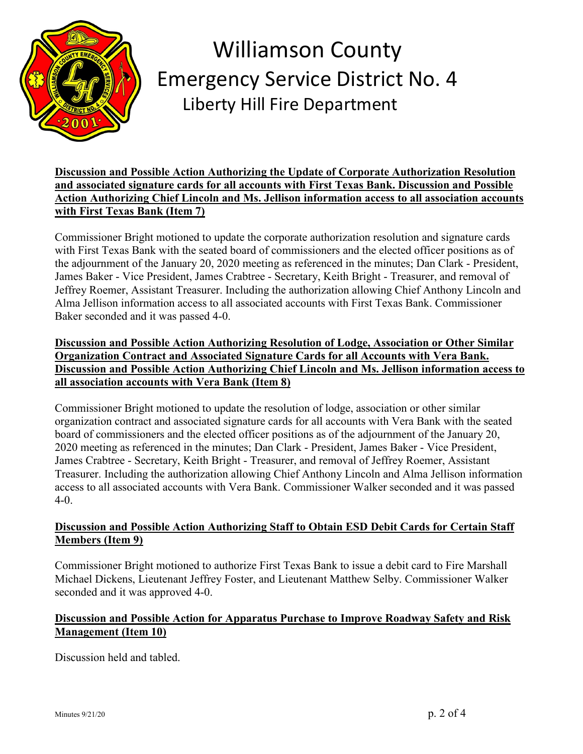**Discussion and Possible Action Authorizing the Update of Corporate Authorization Resolution and associated signature cards for all accounts with First Texas Bank. Discussion and Possible Action Authorizing Chief Lincoln and Ms. Jellison information access to all association accounts with First Texas Bank (Item 7)**

Commissioner Bright motioned to update the corporate authorization resolution and signature cards with First Texas Bank with the seated board of commissioners and the elected officer positions as of the adjournment of the January 20, 2020 meeting as referenced in the minutes; Dan Clark - President, James Baker - Vice President, James Crabtree - Secretary, Keith Bright - Treasurer, and removal of Jeffrey Roemer, Assistant Treasurer. Including the authorization allowing Chief Anthony Lincoln and Alma Jellison information access to all associated accounts with First Texas Bank. Commissioner Baker seconded and it was passed 4-0.

**Discussion and Possible Action Authorizing Resolution of Lodge, Association or Other Similar Organization Contract and Associated Signature Cards for all Accounts with Vera Bank. Discussion and Possible Action Authorizing Chief Lincoln and Ms. Jellison information access to all association accounts with Vera Bank (Item 8)**

Commissioner Bright motioned to update the resolution of lodge, association or other similar organization contract and associated signature cards for all accounts with Vera Bank with the seated board of commissioners and the elected officer positions as of the adjournment of the January 20, 2020 meeting as referenced in the minutes; Dan Clark - President, James Baker - Vice President, James Crabtree - Secretary, Keith Bright - Treasurer, and removal of Jeffrey Roemer, Assistant Treasurer. Including the authorization allowing Chief Anthony Lincoln and Alma Jellison information access to all associated accounts with Vera Bank. Commissioner Walker seconded and it was passed 4-0.

**Discussion and Possible Action Authorizing Staff to Obtain ESD Debit Cards for Certain Staff Members (Item 9)**

Commissioner Bright motioned to authorize First Texas Bank to issue a debit card to Fire Marshall Michael Dickens, Lieutenant Jeffrey Foster, and Lieutenant Matthew Selby. Commissioner Walker seconded and it was approved 4-0.

**Discussion and Possible Action for Apparatus Purchase to Improve Roadway Safety and Risk Management (Item 10)**

Discussion held and tabled.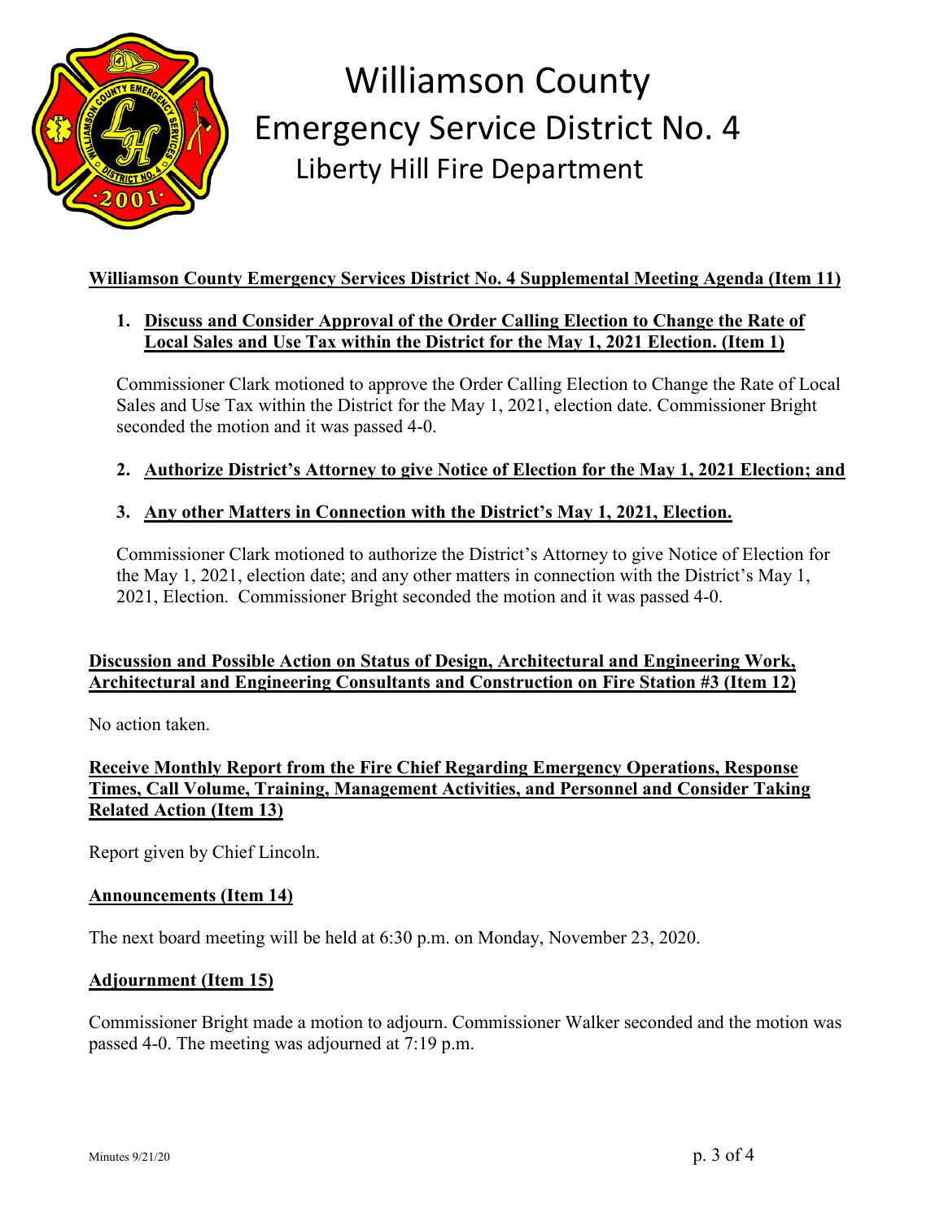# Williamson County
## Emergency Service District No. 4
### Liberty Hill Fire Department

**Williamson County Emergency Services District No. 4 Supplemental Meeting Agenda (Item 11)**

1. **Discuss and Consider Approval of the Order Calling Election to Change the Rate of Local Sales and Use Tax within the District for the May 1, 2021 Election. (Item 1)**

   Commissioner Clark motioned to approve the Order Calling Election to Change the Rate of Local Sales and Use Tax within the District for the May 1, 2021, election date. Commissioner Bright seconded the motion and it was passed 4-0.

2. **Authorize District's Attorney to give Notice of Election for the May 1, 2021 Election; and**

3. **Any other Matters in Connection with the District's May 1, 2021, Election.**

   Commissioner Clark motioned to authorize the District's Attorney to give Notice of Election for the May 1, 2021, election date; and any other matters in connection with the District's May 1, 2021, Election. Commissioner Bright seconded the motion and it was passed 4-0.

**Discussion and Possible Action on Status of Design, Architectural and Engineering Work, Architectural and Engineering Consultants and Construction on Fire Station #3 (Item 12)**

No action taken.

**Receive Monthly Report from the Fire Chief Regarding Emergency Operations, Response Times, Call Volume, Training, Management Activities, and Personnel and Consider Taking Related Action (Item 13)**

Report given by Chief Lincoln.

**Announcements (Item 14)**

The next board meeting will be held at 6:30 p.m. on Monday, November 23, 2020.

**Adjournment (Item 15)**

Commissioner Bright made a motion to adjourn. Commissioner Walker seconded and the motion was passed 4-0. The meeting was adjourned at 7:19 p.m.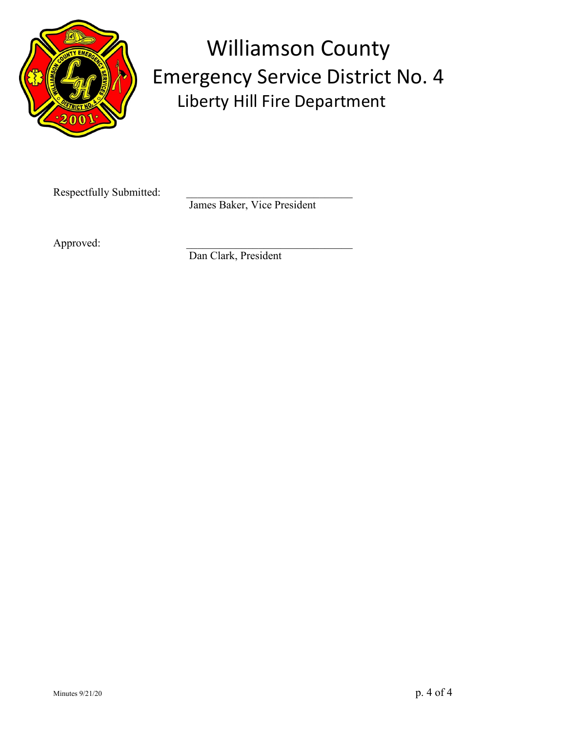# Williamson County

## Emergency Service District No. 4

### Liberty Hill Fire Department

Respectfully Submitted: ______________________________
James Baker, Vice President

Approved: ______________________________
Dan Clark, President